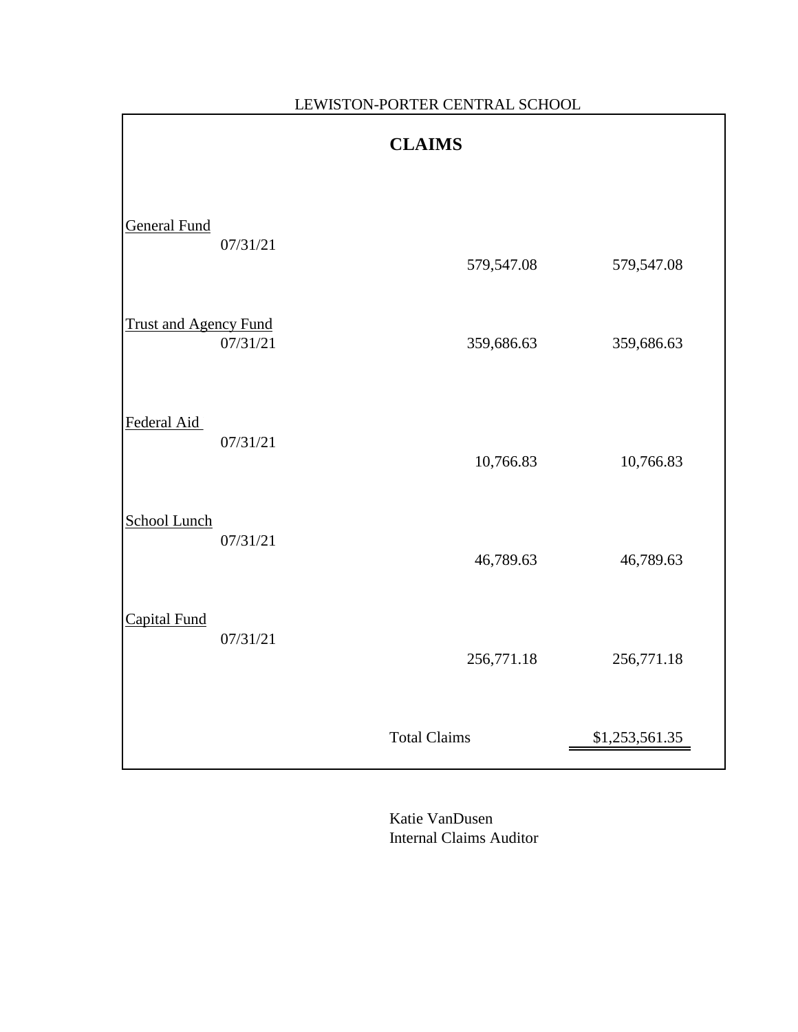LEWISTON-PORTER CENTRAL SCHOOL

# CLAIMS

| Fund | Date | Amount | Total |
|---|---|---|---|
| General Fund | 07/31/21 | 579,547.08 | 579,547.08 |
| Trust and Agency Fund | 07/31/21 | 359,686.63 | 359,686.63 |
| Federal Aid | 07/31/21 | 10,766.83 | 10,766.83 |
| School Lunch | 07/31/21 | 46,789.63 | 46,789.63 |
| Capital Fund | 07/31/21 | 256,771.18 | 256,771.18 |
| | | Total Claims | $1,253,561.35 |

Katie VanDusen
Internal Claims Auditor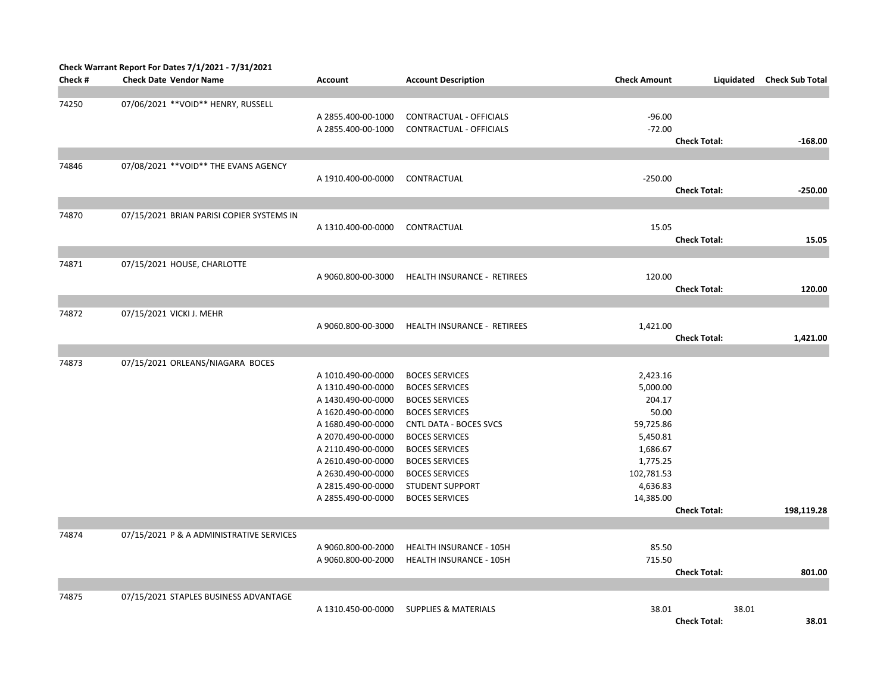**Check Warrant Report For Dates 7/1/2021 - 7/31/2021**

| Check # | Check Date | Vendor Name | Account | Account Description | Check Amount | Liquidated | Check Sub Total |
|---|---|---|---|---|---|---|---|
| 74250 | 07/06/2021 | **VOID** HENRY, RUSSELL | | | | | |
| | | | A 2855.400-00-1000 | CONTRACTUAL - OFFICIALS | -96.00 | | |
| | | | A 2855.400-00-1000 | CONTRACTUAL - OFFICIALS | -72.00 | | |
| | | | | | | **Check Total:** | **-168.00** |
| 74846 | 07/08/2021 | **VOID** THE EVANS AGENCY | | | | | |
| | | | A 1910.400-00-0000 | CONTRACTUAL | -250.00 | | |
| | | | | | | **Check Total:** | **-250.00** |
| 74870 | 07/15/2021 | BRIAN PARISI COPIER SYSTEMS IN | | | | | |
| | | | A 1310.400-00-0000 | CONTRACTUAL | 15.05 | | |
| | | | | | | **Check Total:** | **15.05** |
| 74871 | 07/15/2021 | HOUSE, CHARLOTTE | | | | | |
| | | | A 9060.800-00-3000 | HEALTH INSURANCE - RETIREES | 120.00 | | |
| | | | | | | **Check Total:** | **120.00** |
| 74872 | 07/15/2021 | VICKI J. MEHR | | | | | |
| | | | A 9060.800-00-3000 | HEALTH INSURANCE - RETIREES | 1,421.00 | | |
| | | | | | | **Check Total:** | **1,421.00** |
| 74873 | 07/15/2021 | ORLEANS/NIAGARA BOCES | | | | | |
| | | | A 1010.490-00-0000 | BOCES SERVICES | 2,423.16 | | |
| | | | A 1310.490-00-0000 | BOCES SERVICES | 5,000.00 | | |
| | | | A 1430.490-00-0000 | BOCES SERVICES | 204.17 | | |
| | | | A 1620.490-00-0000 | BOCES SERVICES | 50.00 | | |
| | | | A 1680.490-00-0000 | CNTL DATA - BOCES SVCS | 59,725.86 | | |
| | | | A 2070.490-00-0000 | BOCES SERVICES | 5,450.81 | | |
| | | | A 2110.490-00-0000 | BOCES SERVICES | 1,686.67 | | |
| | | | A 2610.490-00-0000 | BOCES SERVICES | 1,775.25 | | |
| | | | A 2630.490-00-0000 | BOCES SERVICES | 102,781.53 | | |
| | | | A 2815.490-00-0000 | STUDENT SUPPORT | 4,636.83 | | |
| | | | A 2855.490-00-0000 | BOCES SERVICES | 14,385.00 | | |
| | | | | | | **Check Total:** | **198,119.28** |
| 74874 | 07/15/2021 | P & A ADMINISTRATIVE SERVICES | | | | | |
| | | | A 9060.800-00-2000 | HEALTH INSURANCE - 105H | 85.50 | | |
| | | | A 9060.800-00-2000 | HEALTH INSURANCE - 105H | 715.50 | | |
| | | | | | | **Check Total:** | **801.00** |
| 74875 | 07/15/2021 | STAPLES BUSINESS ADVANTAGE | | | | | |
| | | | A 1310.450-00-0000 | SUPPLIES & MATERIALS | 38.01 | 38.01 | |
| | | | | | | **Check Total:** | **38.01** |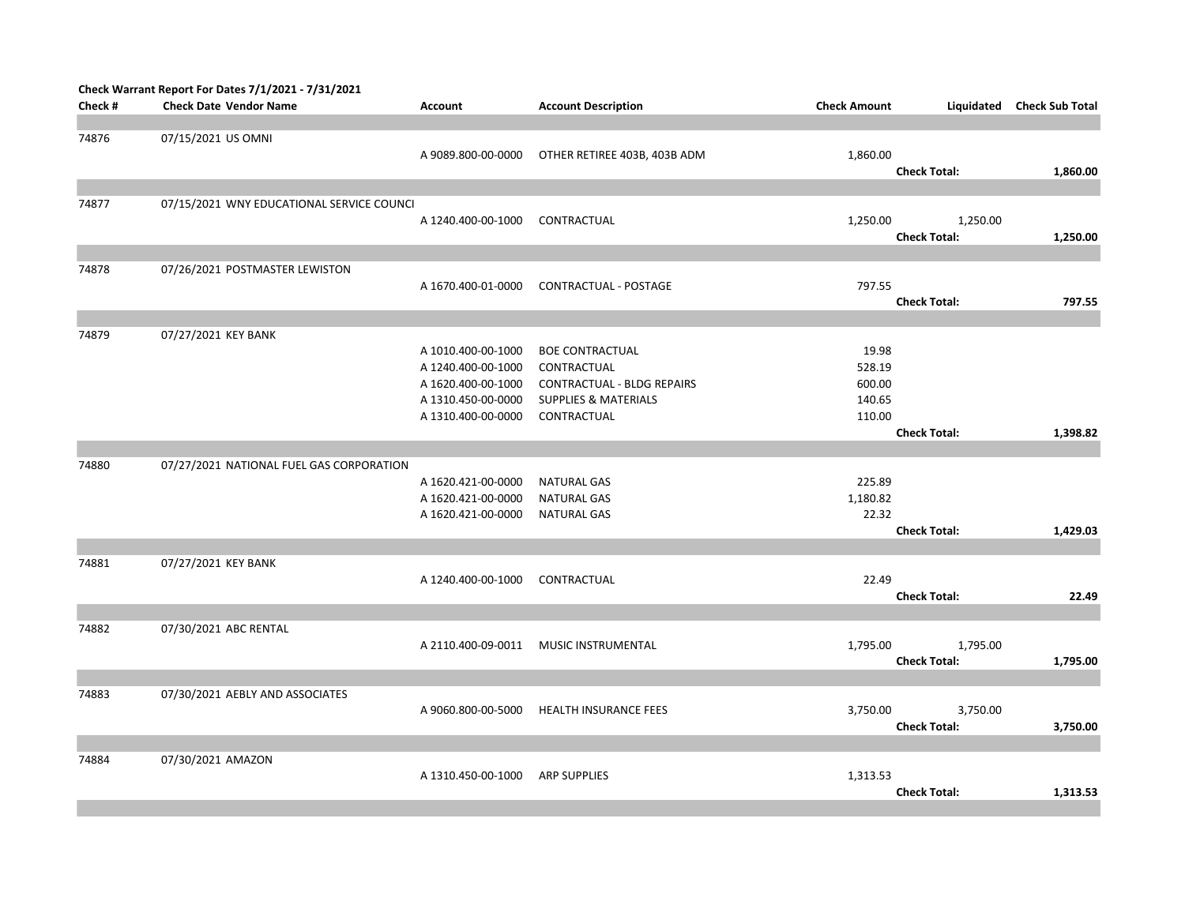**Check Warrant Report For Dates 7/1/2021 - 7/31/2021**

| Check # | Check Date | Vendor Name | Account | Account Description | Check Amount | Liquidated | Check Sub Total |
|---|---|---|---|---|---|---|---|
| 74876 | 07/15/2021 | US OMNI | | | | | |
| | | | A 9089.800-00-0000 | OTHER RETIREE 403B, 403B ADM | 1,860.00 | | |
| | | | | | | **Check Total:** | **1,860.00** |
| 74877 | 07/15/2021 | WNY EDUCATIONAL SERVICE COUNCI | | | | | |
| | | | A 1240.400-00-1000 | CONTRACTUAL | 1,250.00 | 1,250.00 | |
| | | | | | | **Check Total:** | **1,250.00** |
| 74878 | 07/26/2021 | POSTMASTER LEWISTON | | | | | |
| | | | A 1670.400-01-0000 | CONTRACTUAL - POSTAGE | 797.55 | | |
| | | | | | | **Check Total:** | **797.55** |
| 74879 | 07/27/2021 | KEY BANK | | | | | |
| | | | A 1010.400-00-1000 | BOE CONTRACTUAL | 19.98 | | |
| | | | A 1240.400-00-1000 | CONTRACTUAL | 528.19 | | |
| | | | A 1620.400-00-1000 | CONTRACTUAL - BLDG REPAIRS | 600.00 | | |
| | | | A 1310.450-00-0000 | SUPPLIES & MATERIALS | 140.65 | | |
| | | | A 1310.400-00-0000 | CONTRACTUAL | 110.00 | | |
| | | | | | | **Check Total:** | **1,398.82** |
| 74880 | 07/27/2021 | NATIONAL FUEL GAS CORPORATION | | | | | |
| | | | A 1620.421-00-0000 | NATURAL GAS | 225.89 | | |
| | | | A 1620.421-00-0000 | NATURAL GAS | 1,180.82 | | |
| | | | A 1620.421-00-0000 | NATURAL GAS | 22.32 | | |
| | | | | | | **Check Total:** | **1,429.03** |
| 74881 | 07/27/2021 | KEY BANK | | | | | |
| | | | A 1240.400-00-1000 | CONTRACTUAL | 22.49 | | |
| | | | | | | **Check Total:** | **22.49** |
| 74882 | 07/30/2021 | ABC RENTAL | | | | | |
| | | | A 2110.400-09-0011 | MUSIC INSTRUMENTAL | 1,795.00 | 1,795.00 | |
| | | | | | | **Check Total:** | **1,795.00** |
| 74883 | 07/30/2021 | AEBLY AND ASSOCIATES | | | | | |
| | | | A 9060.800-00-5000 | HEALTH INSURANCE FEES | 3,750.00 | 3,750.00 | |
| | | | | | | **Check Total:** | **3,750.00** |
| 74884 | 07/30/2021 | AMAZON | | | | | |
| | | | A 1310.450-00-1000 | ARP SUPPLIES | 1,313.53 | | |
| | | | | | | **Check Total:** | **1,313.53** |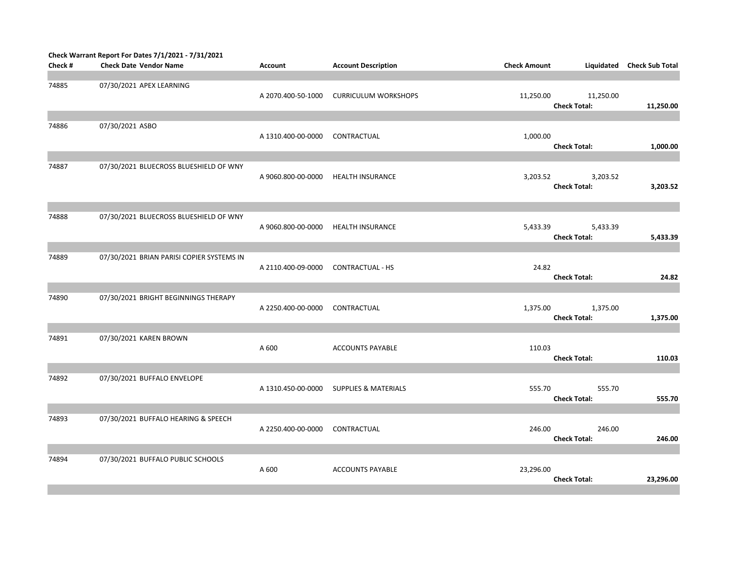**Check Warrant Report For Dates 7/1/2021 - 7/31/2021**

| Check # | Check Date | Vendor Name | Account | Account Description | Check Amount | Liquidated | Check Sub Total |
|---|---|---|---|---|---|---|---|
| 74885 | 07/30/2021 | APEX LEARNING | | | | | |
| | | | A 2070.400-50-1000 | CURRICULUM WORKSHOPS | 11,250.00 | 11,250.00 | |
| | | | | | | **Check Total:** | **11,250.00** |
| 74886 | 07/30/2021 | ASBO | | | | | |
| | | | A 1310.400-00-0000 | CONTRACTUAL | 1,000.00 | | |
| | | | | | | **Check Total:** | **1,000.00** |
| 74887 | 07/30/2021 | BLUECROSS BLUESHIELD OF WNY | | | | | |
| | | | A 9060.800-00-0000 | HEALTH INSURANCE | 3,203.52 | 3,203.52 | |
| | | | | | | **Check Total:** | **3,203.52** |
| 74888 | 07/30/2021 | BLUECROSS BLUESHIELD OF WNY | | | | | |
| | | | A 9060.800-00-0000 | HEALTH INSURANCE | 5,433.39 | 5,433.39 | |
| | | | | | | **Check Total:** | **5,433.39** |
| 74889 | 07/30/2021 | BRIAN PARISI COPIER SYSTEMS IN | | | | | |
| | | | A 2110.400-09-0000 | CONTRACTUAL - HS | 24.82 | | |
| | | | | | | **Check Total:** | **24.82** |
| 74890 | 07/30/2021 | BRIGHT BEGINNINGS THERAPY | | | | | |
| | | | A 2250.400-00-0000 | CONTRACTUAL | 1,375.00 | 1,375.00 | |
| | | | | | | **Check Total:** | **1,375.00** |
| 74891 | 07/30/2021 | KAREN BROWN | | | | | |
| | | | A 600 | ACCOUNTS PAYABLE | 110.03 | | |
| | | | | | | **Check Total:** | **110.03** |
| 74892 | 07/30/2021 | BUFFALO ENVELOPE | | | | | |
| | | | A 1310.450-00-0000 | SUPPLIES & MATERIALS | 555.70 | 555.70 | |
| | | | | | | **Check Total:** | **555.70** |
| 74893 | 07/30/2021 | BUFFALO HEARING & SPEECH | | | | | |
| | | | A 2250.400-00-0000 | CONTRACTUAL | 246.00 | 246.00 | |
| | | | | | | **Check Total:** | **246.00** |
| 74894 | 07/30/2021 | BUFFALO PUBLIC SCHOOLS | | | | | |
| | | | A 600 | ACCOUNTS PAYABLE | 23,296.00 | | |
| | | | | | | **Check Total:** | **23,296.00** |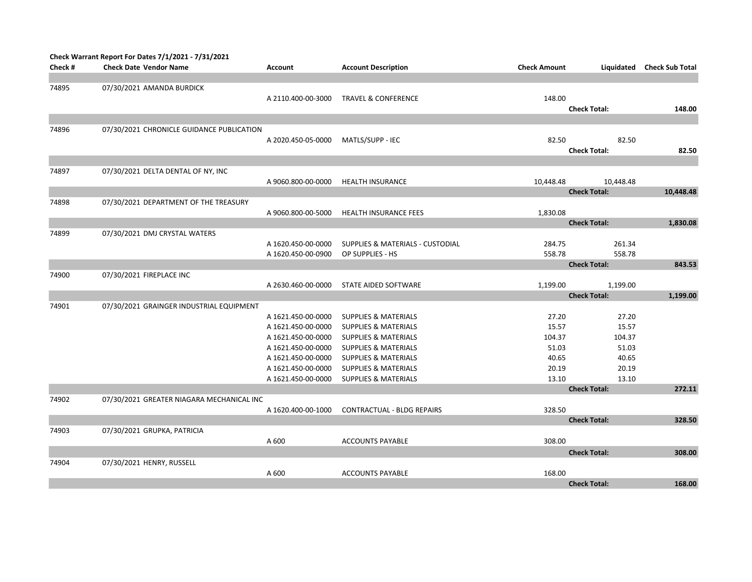**Check Warrant Report For Dates 7/1/2021 - 7/31/2021**

| Check # | Check Date | Vendor Name | Account | Account Description | Check Amount | Liquidated | Check Sub Total |
|---|---|---|---|---|---|---|---|
| 74895 | 07/30/2021 | AMANDA BURDICK | | | | | |
| | | | A 2110.400-00-3000 | TRAVEL & CONFERENCE | 148.00 | | |
| | | | | | | **Check Total:** | **148.00** |
| 74896 | 07/30/2021 | CHRONICLE GUIDANCE PUBLICATION | | | | | |
| | | | A 2020.450-05-0000 | MATLS/SUPP - IEC | 82.50 | 82.50 | |
| | | | | | | **Check Total:** | **82.50** |
| 74897 | 07/30/2021 | DELTA DENTAL OF NY, INC | | | | | |
| | | | A 9060.800-00-0000 | HEALTH INSURANCE | 10,448.48 | 10,448.48 | |
| | | | | | | **Check Total:** | **10,448.48** |
| 74898 | 07/30/2021 | DEPARTMENT OF THE TREASURY | | | | | |
| | | | A 9060.800-00-5000 | HEALTH INSURANCE FEES | 1,830.08 | | |
| | | | | | | **Check Total:** | **1,830.08** |
| 74899 | 07/30/2021 | DMJ CRYSTAL WATERS | | | | | |
| | | | A 1620.450-00-0000 | SUPPLIES & MATERIALS - CUSTODIAL | 284.75 | 261.34 | |
| | | | A 1620.450-00-0900 | OP SUPPLIES - HS | 558.78 | 558.78 | |
| | | | | | | **Check Total:** | **843.53** |
| 74900 | 07/30/2021 | FIREPLACE INC | | | | | |
| | | | A 2630.460-00-0000 | STATE AIDED SOFTWARE | 1,199.00 | 1,199.00 | |
| | | | | | | **Check Total:** | **1,199.00** |
| 74901 | 07/30/2021 | GRAINGER INDUSTRIAL EQUIPMENT | | | | | |
| | | | A 1621.450-00-0000 | SUPPLIES & MATERIALS | 27.20 | 27.20 | |
| | | | A 1621.450-00-0000 | SUPPLIES & MATERIALS | 15.57 | 15.57 | |
| | | | A 1621.450-00-0000 | SUPPLIES & MATERIALS | 104.37 | 104.37 | |
| | | | A 1621.450-00-0000 | SUPPLIES & MATERIALS | 51.03 | 51.03 | |
| | | | A 1621.450-00-0000 | SUPPLIES & MATERIALS | 40.65 | 40.65 | |
| | | | A 1621.450-00-0000 | SUPPLIES & MATERIALS | 20.19 | 20.19 | |
| | | | A 1621.450-00-0000 | SUPPLIES & MATERIALS | 13.10 | 13.10 | |
| | | | | | | **Check Total:** | **272.11** |
| 74902 | 07/30/2021 | GREATER NIAGARA MECHANICAL INC | | | | | |
| | | | A 1620.400-00-1000 | CONTRACTUAL - BLDG REPAIRS | 328.50 | | |
| | | | | | | **Check Total:** | **328.50** |
| 74903 | 07/30/2021 | GRUPKA, PATRICIA | | | | | |
| | | | A 600 | ACCOUNTS PAYABLE | 308.00 | | |
| | | | | | | **Check Total:** | **308.00** |
| 74904 | 07/30/2021 | HENRY, RUSSELL | | | | | |
| | | | A 600 | ACCOUNTS PAYABLE | 168.00 | | |
| | | | | | | **Check Total:** | **168.00** |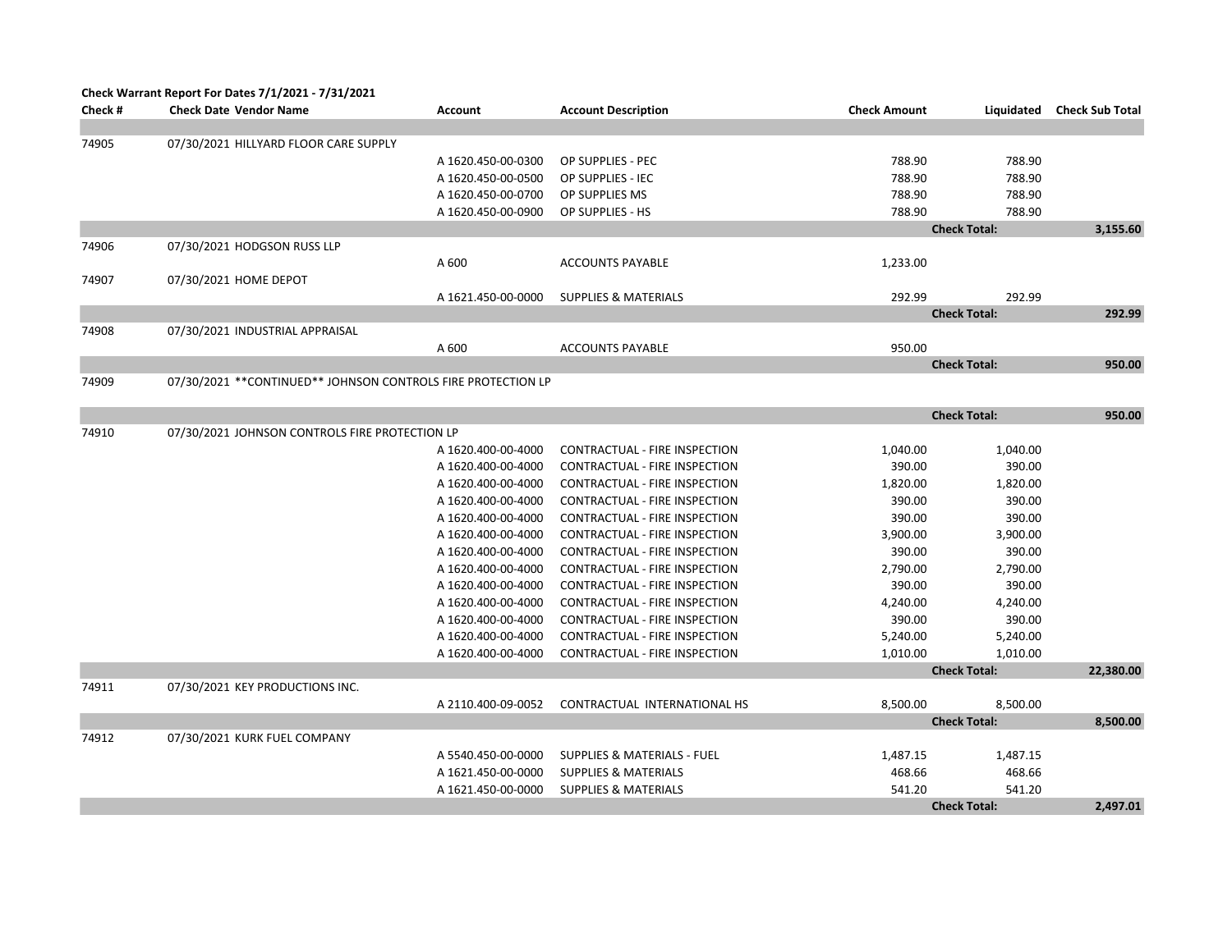**Check Warrant Report For Dates 7/1/2021 - 7/31/2021**

| Check # | Check Date Vendor Name | Account | Account Description | Check Amount | Liquidated | Check Sub Total |
|---|---|---|---|---|---|---|
| 74905 | 07/30/2021 HILLYARD FLOOR CARE SUPPLY | | | | | |
| | | A 1620.450-00-0300 | OP SUPPLIES - PEC | 788.90 | 788.90 | |
| | | A 1620.450-00-0500 | OP SUPPLIES - IEC | 788.90 | 788.90 | |
| | | A 1620.450-00-0700 | OP SUPPLIES MS | 788.90 | 788.90 | |
| | | A 1620.450-00-0900 | OP SUPPLIES - HS | 788.90 | 788.90 | |
| | | | | | **Check Total:** | **3,155.60** |
| 74906 | 07/30/2021 HODGSON RUSS LLP | | | | | |
| | | A 600 | ACCOUNTS PAYABLE | 1,233.00 | | |
| 74907 | 07/30/2021 HOME DEPOT | | | | | |
| | | A 1621.450-00-0000 | SUPPLIES & MATERIALS | 292.99 | 292.99 | |
| | | | | | **Check Total:** | **292.99** |
| 74908 | 07/30/2021 INDUSTRIAL APPRAISAL | | | | | |
| | | A 600 | ACCOUNTS PAYABLE | 950.00 | | |
| | | | | | **Check Total:** | **950.00** |
| 74909 | 07/30/2021 **CONTINUED** JOHNSON CONTROLS FIRE PROTECTION LP | | | | | |
| | | | | | **Check Total:** | **950.00** |
| 74910 | 07/30/2021 JOHNSON CONTROLS FIRE PROTECTION LP | | | | | |
| | | A 1620.400-00-4000 | CONTRACTUAL - FIRE INSPECTION | 1,040.00 | 1,040.00 | |
| | | A 1620.400-00-4000 | CONTRACTUAL - FIRE INSPECTION | 390.00 | 390.00 | |
| | | A 1620.400-00-4000 | CONTRACTUAL - FIRE INSPECTION | 1,820.00 | 1,820.00 | |
| | | A 1620.400-00-4000 | CONTRACTUAL - FIRE INSPECTION | 390.00 | 390.00 | |
| | | A 1620.400-00-4000 | CONTRACTUAL - FIRE INSPECTION | 390.00 | 390.00 | |
| | | A 1620.400-00-4000 | CONTRACTUAL - FIRE INSPECTION | 3,900.00 | 3,900.00 | |
| | | A 1620.400-00-4000 | CONTRACTUAL - FIRE INSPECTION | 390.00 | 390.00 | |
| | | A 1620.400-00-4000 | CONTRACTUAL - FIRE INSPECTION | 2,790.00 | 2,790.00 | |
| | | A 1620.400-00-4000 | CONTRACTUAL - FIRE INSPECTION | 390.00 | 390.00 | |
| | | A 1620.400-00-4000 | CONTRACTUAL - FIRE INSPECTION | 4,240.00 | 4,240.00 | |
| | | A 1620.400-00-4000 | CONTRACTUAL - FIRE INSPECTION | 390.00 | 390.00 | |
| | | A 1620.400-00-4000 | CONTRACTUAL - FIRE INSPECTION | 5,240.00 | 5,240.00 | |
| | | A 1620.400-00-4000 | CONTRACTUAL - FIRE INSPECTION | 1,010.00 | 1,010.00 | |
| | | | | | **Check Total:** | **22,380.00** |
| 74911 | 07/30/2021 KEY PRODUCTIONS INC. | | | | | |
| | | A 2110.400-09-0052 | CONTRACTUAL INTERNATIONAL HS | 8,500.00 | 8,500.00 | |
| | | | | | **Check Total:** | **8,500.00** |
| 74912 | 07/30/2021 KURK FUEL COMPANY | | | | | |
| | | A 5540.450-00-0000 | SUPPLIES & MATERIALS - FUEL | 1,487.15 | 1,487.15 | |
| | | A 1621.450-00-0000 | SUPPLIES & MATERIALS | 468.66 | 468.66 | |
| | | A 1621.450-00-0000 | SUPPLIES & MATERIALS | 541.20 | 541.20 | |
| | | | | | **Check Total:** | **2,497.01** |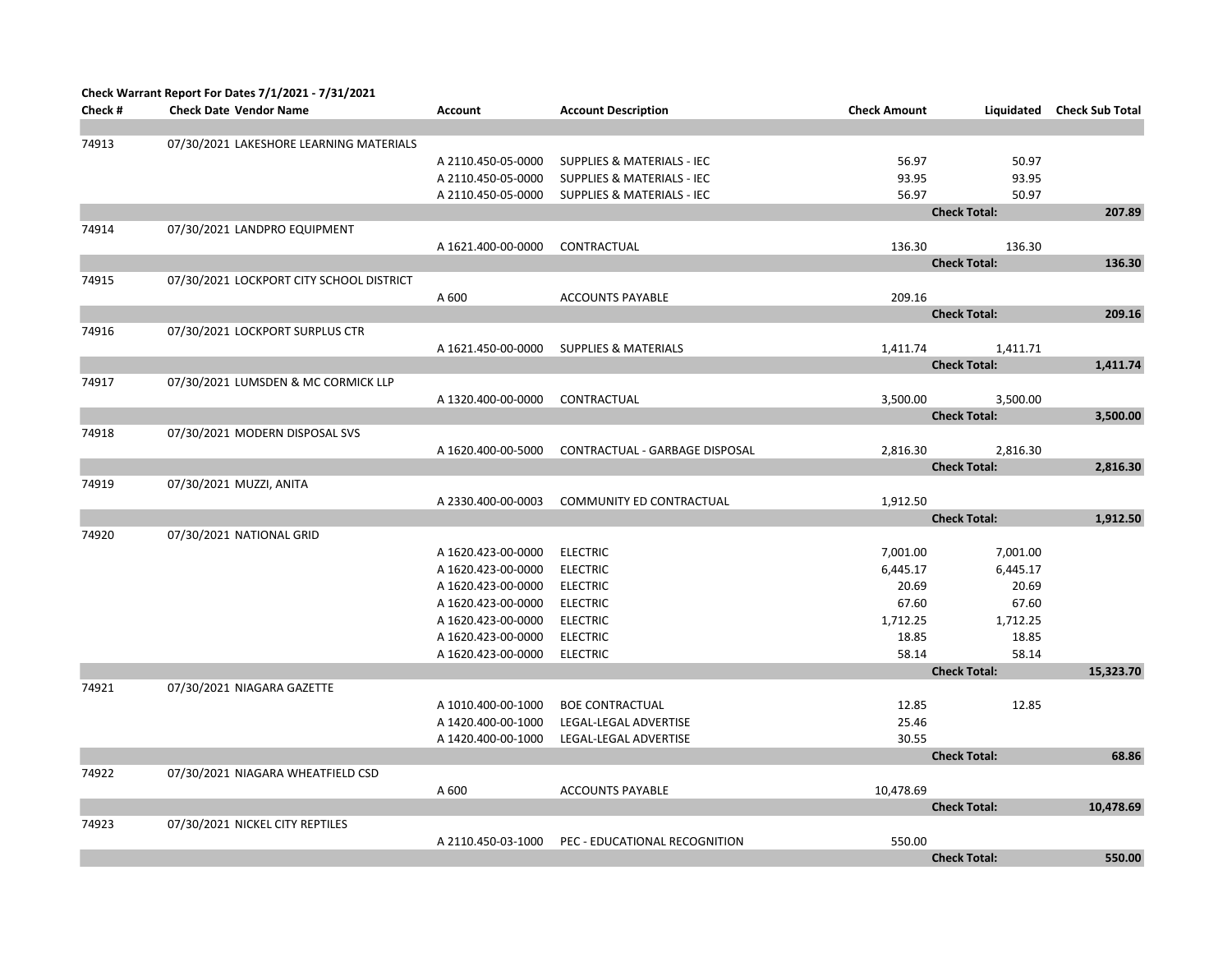**Check Warrant Report For Dates 7/1/2021 - 7/31/2021**

| Check # | Check Date | Vendor Name | Account | Account Description | Check Amount | Liquidated | Check Sub Total |
|---|---|---|---|---|---|---|---|
| 74913 | 07/30/2021 | LAKESHORE LEARNING MATERIALS | | | | | |
| | | | A 2110.450-05-0000 | SUPPLIES & MATERIALS - IEC | 56.97 | 50.97 | |
| | | | A 2110.450-05-0000 | SUPPLIES & MATERIALS - IEC | 93.95 | 93.95 | |
| | | | A 2110.450-05-0000 | SUPPLIES & MATERIALS - IEC | 56.97 | 50.97 | |
| | | | | | | **Check Total:** | **207.89** |
| 74914 | 07/30/2021 | LANDPRO EQUIPMENT | | | | | |
| | | | A 1621.400-00-0000 | CONTRACTUAL | 136.30 | 136.30 | |
| | | | | | | **Check Total:** | **136.30** |
| 74915 | 07/30/2021 | LOCKPORT CITY SCHOOL DISTRICT | | | | | |
| | | | A 600 | ACCOUNTS PAYABLE | 209.16 | | |
| | | | | | | **Check Total:** | **209.16** |
| 74916 | 07/30/2021 | LOCKPORT SURPLUS CTR | | | | | |
| | | | A 1621.450-00-0000 | SUPPLIES & MATERIALS | 1,411.74 | 1,411.71 | |
| | | | | | | **Check Total:** | **1,411.74** |
| 74917 | 07/30/2021 | LUMSDEN & MC CORMICK LLP | | | | | |
| | | | A 1320.400-00-0000 | CONTRACTUAL | 3,500.00 | 3,500.00 | |
| | | | | | | **Check Total:** | **3,500.00** |
| 74918 | 07/30/2021 | MODERN DISPOSAL SVS | | | | | |
| | | | A 1620.400-00-5000 | CONTRACTUAL - GARBAGE DISPOSAL | 2,816.30 | 2,816.30 | |
| | | | | | | **Check Total:** | **2,816.30** |
| 74919 | 07/30/2021 | MUZZI, ANITA | | | | | |
| | | | A 2330.400-00-0003 | COMMUNITY ED CONTRACTUAL | 1,912.50 | | |
| | | | | | | **Check Total:** | **1,912.50** |
| 74920 | 07/30/2021 | NATIONAL GRID | | | | | |
| | | | A 1620.423-00-0000 | ELECTRIC | 7,001.00 | 7,001.00 | |
| | | | A 1620.423-00-0000 | ELECTRIC | 6,445.17 | 6,445.17 | |
| | | | A 1620.423-00-0000 | ELECTRIC | 20.69 | 20.69 | |
| | | | A 1620.423-00-0000 | ELECTRIC | 67.60 | 67.60 | |
| | | | A 1620.423-00-0000 | ELECTRIC | 1,712.25 | 1,712.25 | |
| | | | A 1620.423-00-0000 | ELECTRIC | 18.85 | 18.85 | |
| | | | A 1620.423-00-0000 | ELECTRIC | 58.14 | 58.14 | |
| | | | | | | **Check Total:** | **15,323.70** |
| 74921 | 07/30/2021 | NIAGARA GAZETTE | | | | | |
| | | | A 1010.400-00-1000 | BOE CONTRACTUAL | 12.85 | 12.85 | |
| | | | A 1420.400-00-1000 | LEGAL-LEGAL ADVERTISE | 25.46 | | |
| | | | A 1420.400-00-1000 | LEGAL-LEGAL ADVERTISE | 30.55 | | |
| | | | | | | **Check Total:** | **68.86** |
| 74922 | 07/30/2021 | NIAGARA WHEATFIELD CSD | | | | | |
| | | | A 600 | ACCOUNTS PAYABLE | 10,478.69 | | |
| | | | | | | **Check Total:** | **10,478.69** |
| 74923 | 07/30/2021 | NICKEL CITY REPTILES | | | | | |
| | | | A 2110.450-03-1000 | PEC - EDUCATIONAL RECOGNITION | 550.00 | | |
| | | | | | | **Check Total:** | **550.00** |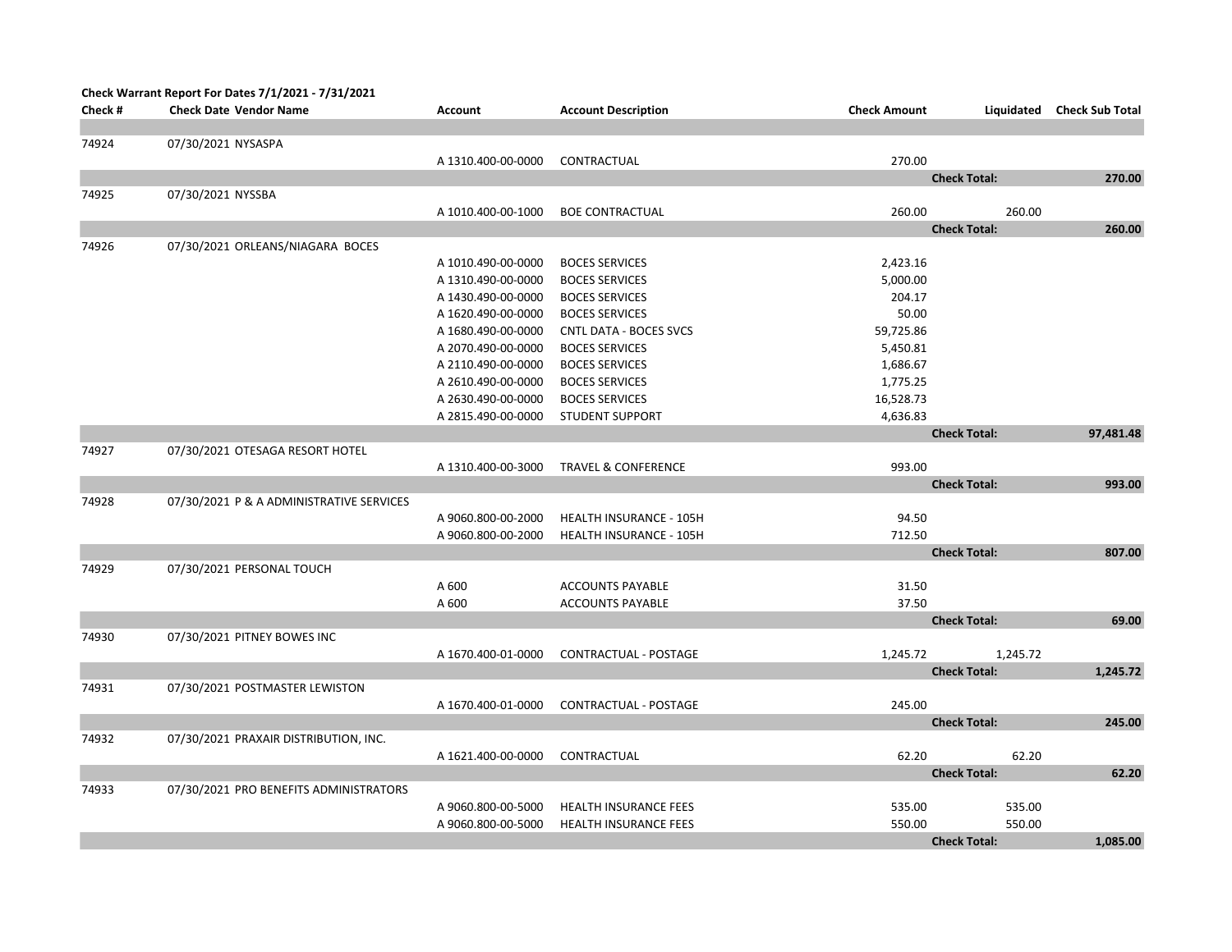**Check Warrant Report For Dates 7/1/2021 - 7/31/2021**

| Check # | Check Date | Vendor Name | Account | Account Description | Check Amount | Liquidated | Check Sub Total |
|---|---|---|---|---|---|---|---|
| 74924 | 07/30/2021 | NYSASPA | | | | | |
| | | | A 1310.400-00-0000 | CONTRACTUAL | 270.00 | | |
| | | | | | | **Check Total:** | **270.00** |
| 74925 | 07/30/2021 | NYSSBA | | | | | |
| | | | A 1010.400-00-1000 | BOE CONTRACTUAL | 260.00 | 260.00 | |
| | | | | | | **Check Total:** | **260.00** |
| 74926 | 07/30/2021 | ORLEANS/NIAGARA BOCES | | | | | |
| | | | A 1010.490-00-0000 | BOCES SERVICES | 2,423.16 | | |
| | | | A 1310.490-00-0000 | BOCES SERVICES | 5,000.00 | | |
| | | | A 1430.490-00-0000 | BOCES SERVICES | 204.17 | | |
| | | | A 1620.490-00-0000 | BOCES SERVICES | 50.00 | | |
| | | | A 1680.490-00-0000 | CNTL DATA - BOCES SVCS | 59,725.86 | | |
| | | | A 2070.490-00-0000 | BOCES SERVICES | 5,450.81 | | |
| | | | A 2110.490-00-0000 | BOCES SERVICES | 1,686.67 | | |
| | | | A 2610.490-00-0000 | BOCES SERVICES | 1,775.25 | | |
| | | | A 2630.490-00-0000 | BOCES SERVICES | 16,528.73 | | |
| | | | A 2815.490-00-0000 | STUDENT SUPPORT | 4,636.83 | | |
| | | | | | | **Check Total:** | **97,481.48** |
| 74927 | 07/30/2021 | OTESAGA RESORT HOTEL | | | | | |
| | | | A 1310.400-00-3000 | TRAVEL & CONFERENCE | 993.00 | | |
| | | | | | | **Check Total:** | **993.00** |
| 74928 | 07/30/2021 | P & A ADMINISTRATIVE SERVICES | | | | | |
| | | | A 9060.800-00-2000 | HEALTH INSURANCE - 105H | 94.50 | | |
| | | | A 9060.800-00-2000 | HEALTH INSURANCE - 105H | 712.50 | | |
| | | | | | | **Check Total:** | **807.00** |
| 74929 | 07/30/2021 | PERSONAL TOUCH | | | | | |
| | | | A 600 | ACCOUNTS PAYABLE | 31.50 | | |
| | | | A 600 | ACCOUNTS PAYABLE | 37.50 | | |
| | | | | | | **Check Total:** | **69.00** |
| 74930 | 07/30/2021 | PITNEY BOWES INC | | | | | |
| | | | A 1670.400-01-0000 | CONTRACTUAL - POSTAGE | 1,245.72 | 1,245.72 | |
| | | | | | | **Check Total:** | **1,245.72** |
| 74931 | 07/30/2021 | POSTMASTER LEWISTON | | | | | |
| | | | A 1670.400-01-0000 | CONTRACTUAL - POSTAGE | 245.00 | | |
| | | | | | | **Check Total:** | **245.00** |
| 74932 | 07/30/2021 | PRAXAIR DISTRIBUTION, INC. | | | | | |
| | | | A 1621.400-00-0000 | CONTRACTUAL | 62.20 | 62.20 | |
| | | | | | | **Check Total:** | **62.20** |
| 74933 | 07/30/2021 | PRO BENEFITS ADMINISTRATORS | | | | | |
| | | | A 9060.800-00-5000 | HEALTH INSURANCE FEES | 535.00 | 535.00 | |
| | | | A 9060.800-00-5000 | HEALTH INSURANCE FEES | 550.00 | 550.00 | |
| | | | | | | **Check Total:** | **1,085.00** |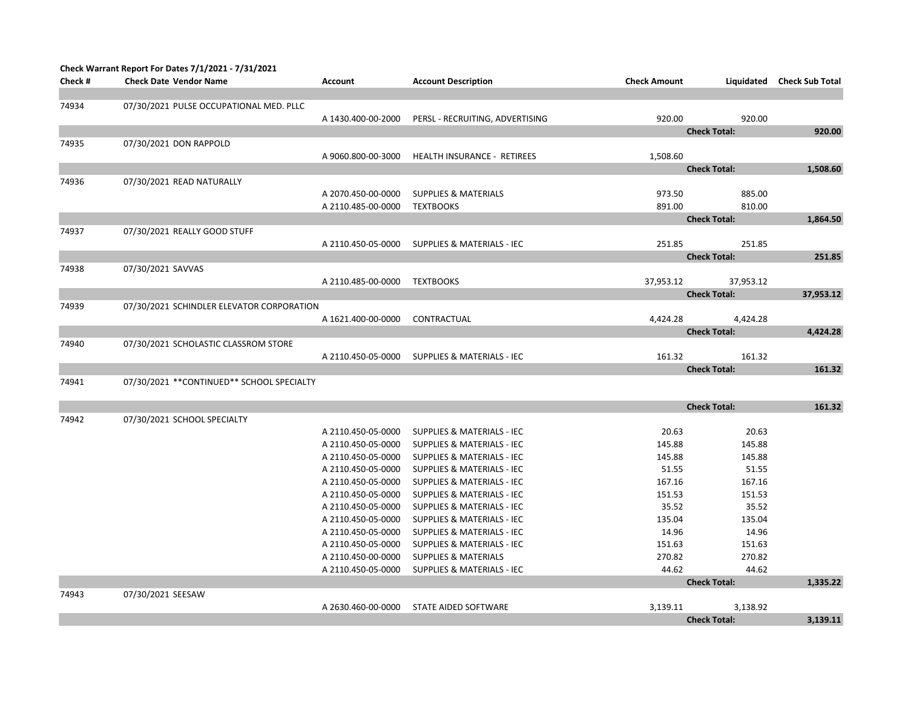**Check Warrant Report For Dates 7/1/2021 - 7/31/2021**

| Check # | Check Date | Vendor Name | Account | Account Description | Check Amount | Liquidated | Check Sub Total |
|---|---|---|---|---|---|---|---|
| 74934 | 07/30/2021 | PULSE OCCUPATIONAL MED. PLLC | | | | | |
| | | | A 1430.400-00-2000 | PERSL - RECRUITING, ADVERTISING | 920.00 | 920.00 | |
| | | | | | | Check Total: | 920.00 |
| 74935 | 07/30/2021 | DON RAPPOLD | | | | | |
| | | | A 9060.800-00-3000 | HEALTH INSURANCE - RETIREES | 1,508.60 | | |
| | | | | | | Check Total: | 1,508.60 |
| 74936 | 07/30/2021 | READ NATURALLY | | | | | |
| | | | A 2070.450-00-0000 | SUPPLIES & MATERIALS | 973.50 | 885.00 | |
| | | | A 2110.485-00-0000 | TEXTBOOKS | 891.00 | 810.00 | |
| | | | | | | Check Total: | 1,864.50 |
| 74937 | 07/30/2021 | REALLY GOOD STUFF | | | | | |
| | | | A 2110.450-05-0000 | SUPPLIES & MATERIALS - IEC | 251.85 | 251.85 | |
| | | | | | | Check Total: | 251.85 |
| 74938 | 07/30/2021 | SAVVAS | | | | | |
| | | | A 2110.485-00-0000 | TEXTBOOKS | 37,953.12 | 37,953.12 | |
| | | | | | | Check Total: | 37,953.12 |
| 74939 | 07/30/2021 | SCHINDLER ELEVATOR CORPORATION | | | | | |
| | | | A 1621.400-00-0000 | CONTRACTUAL | 4,424.28 | 4,424.28 | |
| | | | | | | Check Total: | 4,424.28 |
| 74940 | 07/30/2021 | SCHOLASTIC CLASSROM STORE | | | | | |
| | | | A 2110.450-05-0000 | SUPPLIES & MATERIALS - IEC | 161.32 | 161.32 | |
| | | | | | | Check Total: | 161.32 |
| 74941 | 07/30/2021 | **CONTINUED** SCHOOL SPECIALTY | | | | | |
| | | | | | | Check Total: | 161.32 |
| 74942 | 07/30/2021 | SCHOOL SPECIALTY | | | | | |
| | | | A 2110.450-05-0000 | SUPPLIES & MATERIALS - IEC | 20.63 | 20.63 | |
| | | | A 2110.450-05-0000 | SUPPLIES & MATERIALS - IEC | 145.88 | 145.88 | |
| | | | A 2110.450-05-0000 | SUPPLIES & MATERIALS - IEC | 145.88 | 145.88 | |
| | | | A 2110.450-05-0000 | SUPPLIES & MATERIALS - IEC | 51.55 | 51.55 | |
| | | | A 2110.450-05-0000 | SUPPLIES & MATERIALS - IEC | 167.16 | 167.16 | |
| | | | A 2110.450-05-0000 | SUPPLIES & MATERIALS - IEC | 151.53 | 151.53 | |
| | | | A 2110.450-05-0000 | SUPPLIES & MATERIALS - IEC | 35.52 | 35.52 | |
| | | | A 2110.450-05-0000 | SUPPLIES & MATERIALS - IEC | 135.04 | 135.04 | |
| | | | A 2110.450-05-0000 | SUPPLIES & MATERIALS - IEC | 14.96 | 14.96 | |
| | | | A 2110.450-05-0000 | SUPPLIES & MATERIALS - IEC | 151.63 | 151.63 | |
| | | | A 2110.450-00-0000 | SUPPLIES & MATERIALS | 270.82 | 270.82 | |
| | | | A 2110.450-05-0000 | SUPPLIES & MATERIALS - IEC | 44.62 | 44.62 | |
| | | | | | | Check Total: | 1,335.22 |
| 74943 | 07/30/2021 | SEESAW | | | | | |
| | | | A 2630.460-00-0000 | STATE AIDED SOFTWARE | 3,139.11 | 3,138.92 | |
| | | | | | | Check Total: | 3,139.11 |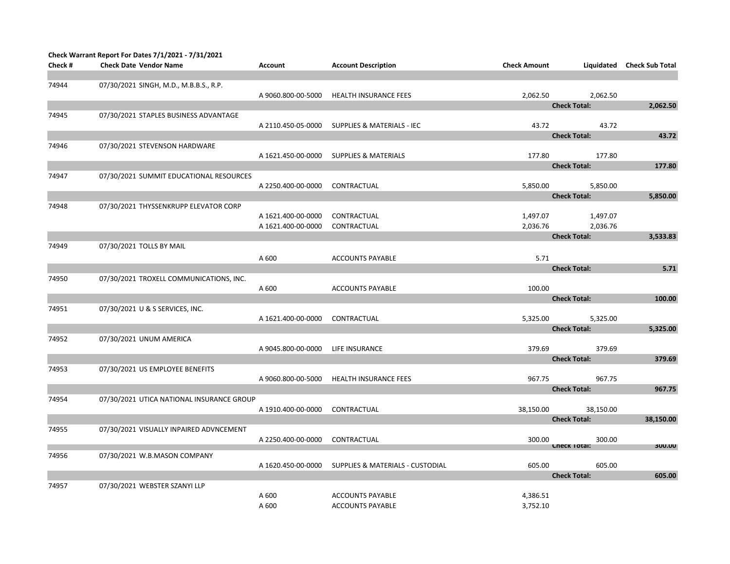**Check Warrant Report For Dates 7/1/2021 - 7/31/2021**

| Check # | Check Date Vendor Name | Account | Account Description | Check Amount | Liquidated | Check Sub Total |
|---|---|---|---|---|---|---|
| 74944 | 07/30/2021 SINGH, M.D., M.B.B.S., R.P. | | | | | |
| | | A 9060.800-00-5000 | HEALTH INSURANCE FEES | 2,062.50 | 2,062.50 | |
| | | | | | **Check Total:** | **2,062.50** |
| 74945 | 07/30/2021 STAPLES BUSINESS ADVANTAGE | | | | | |
| | | A 2110.450-05-0000 | SUPPLIES & MATERIALS - IEC | 43.72 | 43.72 | |
| | | | | | **Check Total:** | **43.72** |
| 74946 | 07/30/2021 STEVENSON HARDWARE | | | | | |
| | | A 1621.450-00-0000 | SUPPLIES & MATERIALS | 177.80 | 177.80 | |
| | | | | | **Check Total:** | **177.80** |
| 74947 | 07/30/2021 SUMMIT EDUCATIONAL RESOURCES | | | | | |
| | | A 2250.400-00-0000 | CONTRACTUAL | 5,850.00 | 5,850.00 | |
| | | | | | **Check Total:** | **5,850.00** |
| 74948 | 07/30/2021 THYSSENKRUPP ELEVATOR CORP | | | | | |
| | | A 1621.400-00-0000 | CONTRACTUAL | 1,497.07 | 1,497.07 | |
| | | A 1621.400-00-0000 | CONTRACTUAL | 2,036.76 | 2,036.76 | |
| | | | | | **Check Total:** | **3,533.83** |
| 74949 | 07/30/2021 TOLLS BY MAIL | | | | | |
| | | A 600 | ACCOUNTS PAYABLE | 5.71 | | |
| | | | | | **Check Total:** | **5.71** |
| 74950 | 07/30/2021 TROXELL COMMUNICATIONS, INC. | | | | | |
| | | A 600 | ACCOUNTS PAYABLE | 100.00 | | |
| | | | | | **Check Total:** | **100.00** |
| 74951 | 07/30/2021 U & S SERVICES, INC. | | | | | |
| | | A 1621.400-00-0000 | CONTRACTUAL | 5,325.00 | 5,325.00 | |
| | | | | | **Check Total:** | **5,325.00** |
| 74952 | 07/30/2021 UNUM AMERICA | | | | | |
| | | A 9045.800-00-0000 | LIFE INSURANCE | 379.69 | 379.69 | |
| | | | | | **Check Total:** | **379.69** |
| 74953 | 07/30/2021 US EMPLOYEE BENEFITS | | | | | |
| | | A 9060.800-00-5000 | HEALTH INSURANCE FEES | 967.75 | 967.75 | |
| | | | | | **Check Total:** | **967.75** |
| 74954 | 07/30/2021 UTICA NATIONAL INSURANCE GROUP | | | | | |
| | | A 1910.400-00-0000 | CONTRACTUAL | 38,150.00 | 38,150.00 | |
| | | | | | **Check Total:** | **38,150.00** |
| 74955 | 07/30/2021 VISUALLY INPAIRED ADVNCEMENT | | | | | |
| | | A 2250.400-00-0000 | CONTRACTUAL | 300.00 | 300.00 | |
| | | | | | **Check Total:** | **300.00** |
| 74956 | 07/30/2021 W.B.MASON COMPANY | | | | | |
| | | A 1620.450-00-0000 | SUPPLIES & MATERIALS - CUSTODIAL | 605.00 | 605.00 | |
| | | | | | **Check Total:** | **605.00** |
| 74957 | 07/30/2021 WEBSTER SZANYI LLP | | | | | |
| | | A 600 | ACCOUNTS PAYABLE | 4,386.51 | | |
| | | A 600 | ACCOUNTS PAYABLE | 3,752.10 | | |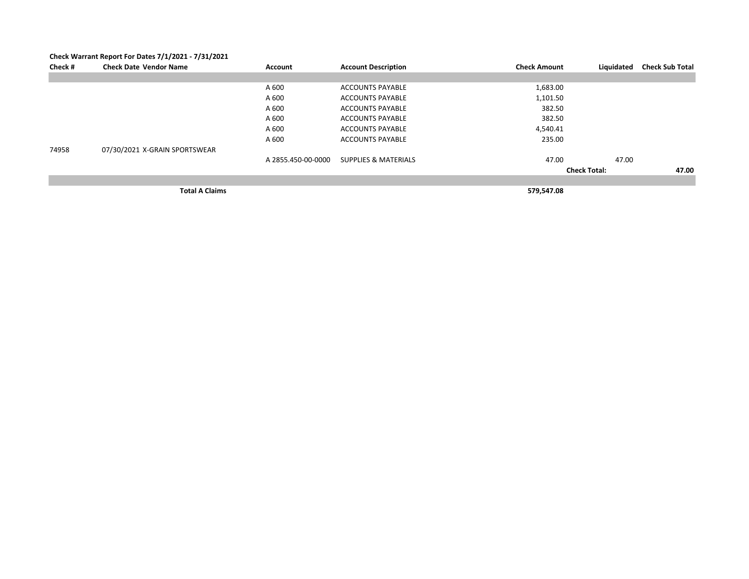**Check Warrant Report For Dates 7/1/2021 - 7/31/2021**

| Check # | Check Date Vendor Name | Account | Account Description | Check Amount | Liquidated | Check Sub Total |
|---|---|---|---|---|---|---|
| | | | | | | |
| | | A 600 | ACCOUNTS PAYABLE | 1,683.00 | | |
| | | A 600 | ACCOUNTS PAYABLE | 1,101.50 | | |
| | | A 600 | ACCOUNTS PAYABLE | 382.50 | | |
| | | A 600 | ACCOUNTS PAYABLE | 382.50 | | |
| | | A 600 | ACCOUNTS PAYABLE | 4,540.41 | | |
| | | A 600 | ACCOUNTS PAYABLE | 235.00 | | |
| 74958 | 07/30/2021 X-GRAIN SPORTSWEAR | | | | | |
| | | A 2855.450-00-0000 | SUPPLIES & MATERIALS | 47.00 | 47.00 | |
| | | | | | **Check Total:** | **47.00** |
| | | | | | | |
| | **Total A Claims** | | | **579,547.08** | | |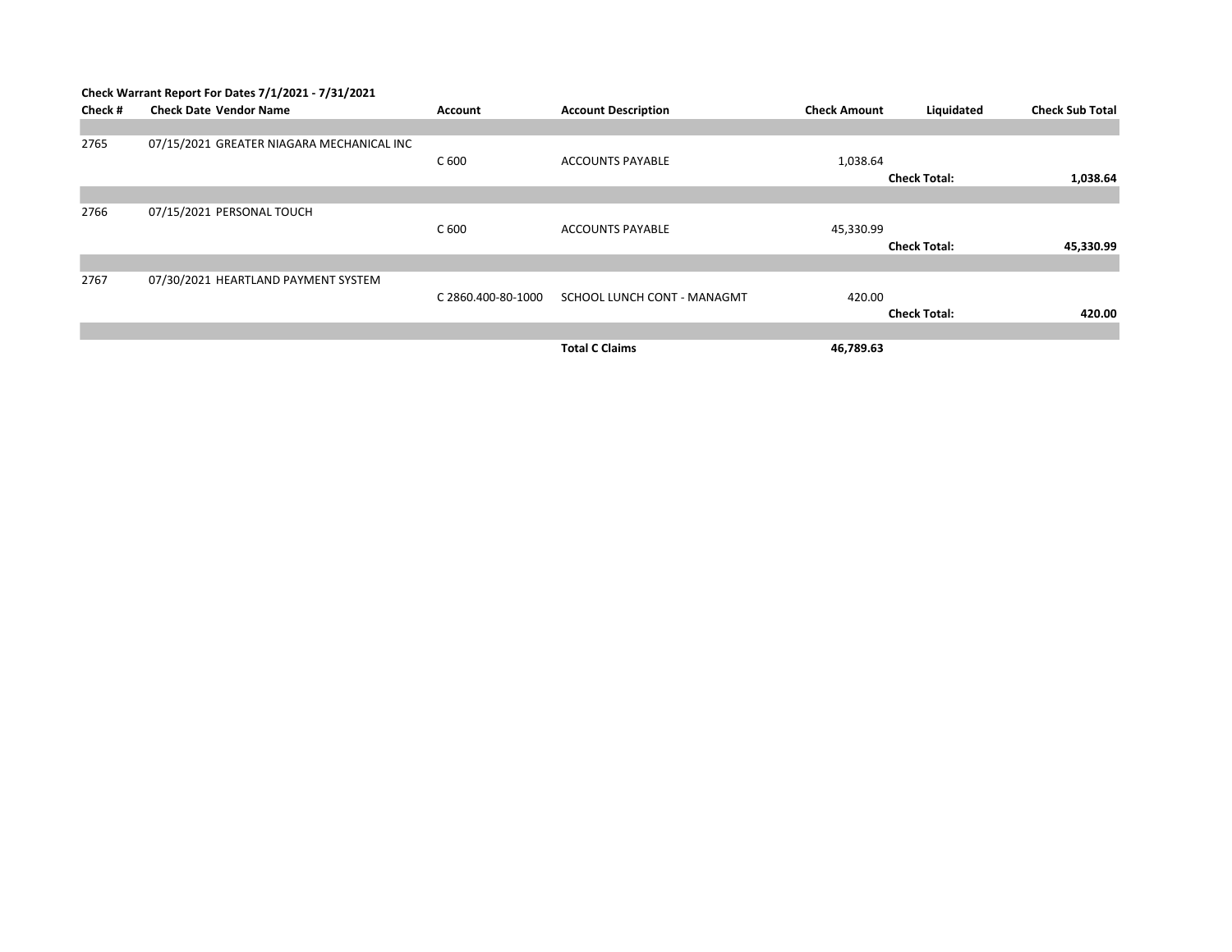**Check Warrant Report For Dates 7/1/2021 - 7/31/2021**

| Check # | Check Date | Vendor Name | Account | Account Description | Check Amount | Liquidated | Check Sub Total |
|---|---|---|---|---|---|---|---|
| 2765 | 07/15/2021 | GREATER NIAGARA MECHANICAL INC | | | | | |
| | | | C 600 | ACCOUNTS PAYABLE | 1,038.64 | | |
| | | | | | | **Check Total:** | **1,038.64** |
| 2766 | 07/15/2021 | PERSONAL TOUCH | | | | | |
| | | | C 600 | ACCOUNTS PAYABLE | 45,330.99 | | |
| | | | | | | **Check Total:** | **45,330.99** |
| 2767 | 07/30/2021 | HEARTLAND PAYMENT SYSTEM | | | | | |
| | | | C 2860.400-80-1000 | SCHOOL LUNCH CONT - MANAGMT | 420.00 | | |
| | | | | | | **Check Total:** | **420.00** |
| | | | | **Total C Claims** | **46,789.63** | | |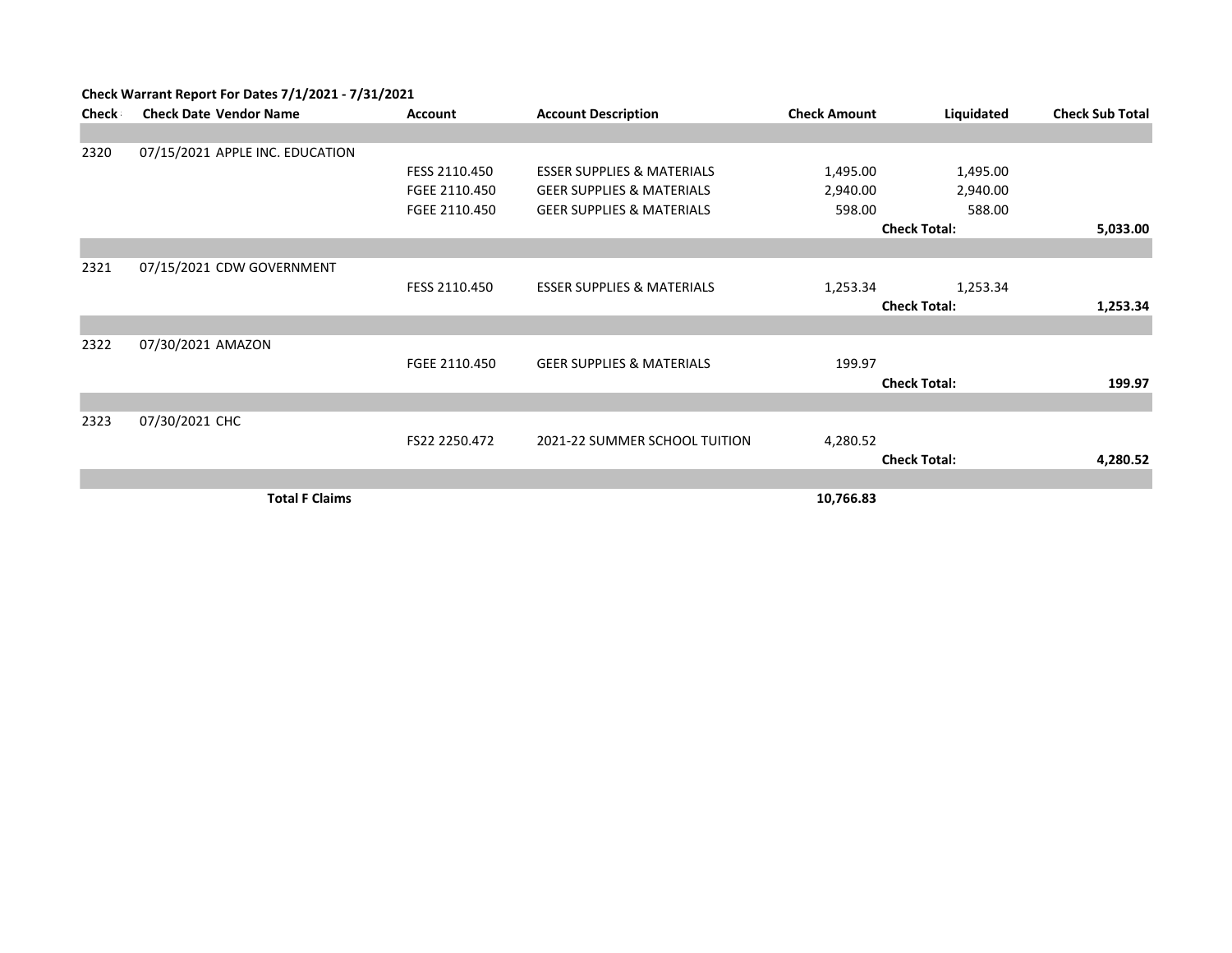**Check Warrant Report For Dates 7/1/2021 - 7/31/2021**

| Check | Check Date | Vendor Name | Account | Account Description | Check Amount | Liquidated | Check Sub Total |
|---|---|---|---|---|---|---|---|
| 2320 | 07/15/2021 | APPLE INC. EDUCATION | | | | | |
| | | | FESS 2110.450 | ESSER SUPPLIES & MATERIALS | 1,495.00 | 1,495.00 | |
| | | | FGEE 2110.450 | GEER SUPPLIES & MATERIALS | 2,940.00 | 2,940.00 | |
| | | | FGEE 2110.450 | GEER SUPPLIES & MATERIALS | 598.00 | 588.00 | |
| | | | | | | **Check Total:** | **5,033.00** |
| 2321 | 07/15/2021 | CDW GOVERNMENT | | | | | |
| | | | FESS 2110.450 | ESSER SUPPLIES & MATERIALS | 1,253.34 | 1,253.34 | |
| | | | | | | **Check Total:** | **1,253.34** |
| 2322 | 07/30/2021 | AMAZON | | | | | |
| | | | FGEE 2110.450 | GEER SUPPLIES & MATERIALS | 199.97 | | |
| | | | | | | **Check Total:** | **199.97** |
| 2323 | 07/30/2021 | CHC | | | | | |
| | | | FS22 2250.472 | 2021-22 SUMMER SCHOOL TUITION | 4,280.52 | | |
| | | | | | | **Check Total:** | **4,280.52** |
| | | **Total F Claims** | | | **10,766.83** | | |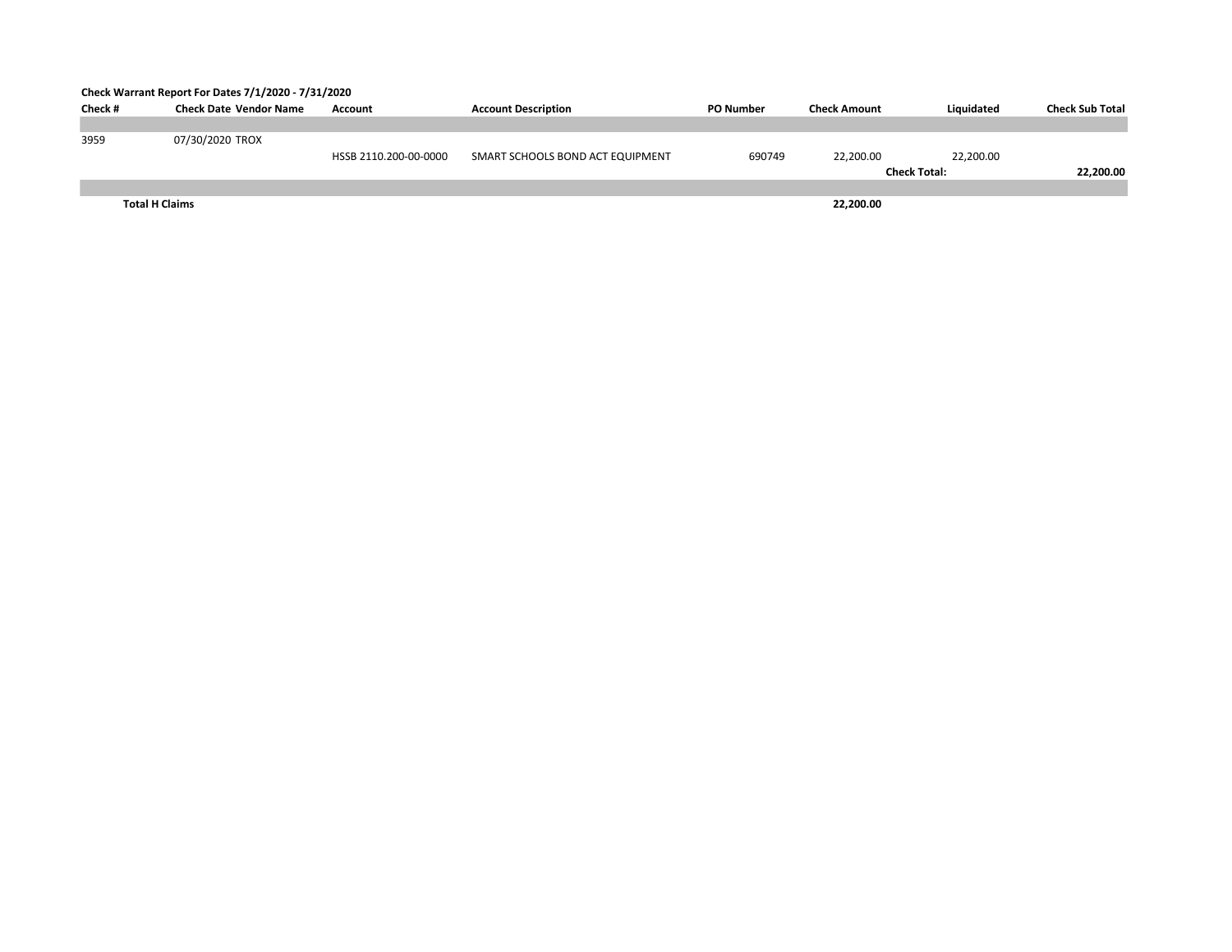**Check Warrant Report For Dates 7/1/2020 - 7/31/2020**

| Check # | Check Date | Vendor Name | Account | Account Description | PO Number | Check Amount | Liquidated | Check Sub Total |
|---|---|---|---|---|---|---|---|---|
| 3959 | 07/30/2020 | TROX | | | | | | |
| | | | HSSB 2110.200-00-0000 | SMART SCHOOLS BOND ACT EQUIPMENT | 690749 | 22,200.00 | 22,200.00 | |
| | | | | | | | **Check Total:** | **22,200.00** |
| **Total H Claims** | | | | | | **22,200.00** | | |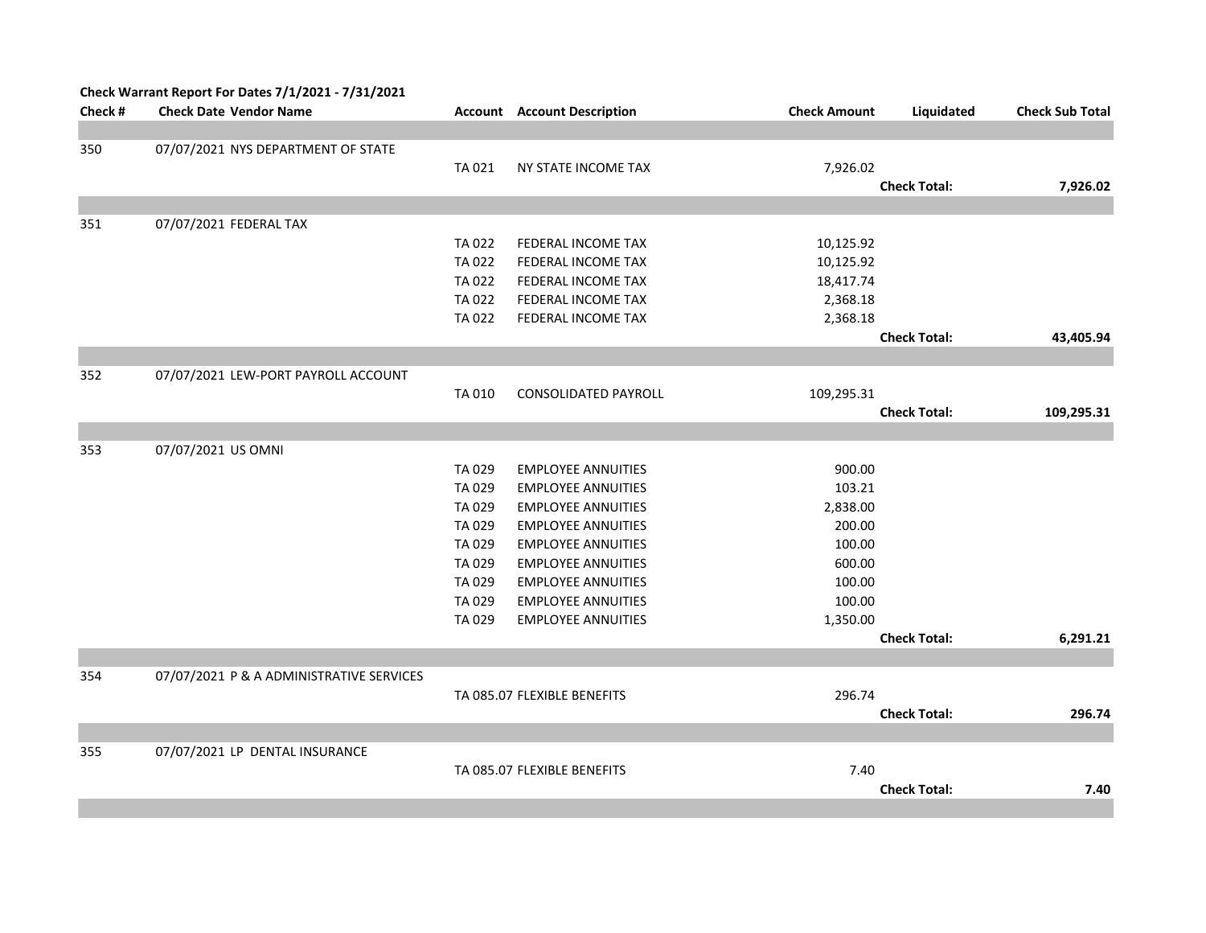**Check Warrant Report For Dates 7/1/2021 - 7/31/2021**

| Check # | Check Date | Vendor Name | Account | Account Description | Check Amount | Liquidated | Check Sub Total |
|---|---|---|---|---|---|---|---|
| 350 | 07/07/2021 | NYS DEPARTMENT OF STATE | | | | | |
| | | | TA 021 | NY STATE INCOME TAX | 7,926.02 | | |
| | | | | | | **Check Total:** | **7,926.02** |
| 351 | 07/07/2021 | FEDERAL TAX | | | | | |
| | | | TA 022 | FEDERAL INCOME TAX | 10,125.92 | | |
| | | | TA 022 | FEDERAL INCOME TAX | 10,125.92 | | |
| | | | TA 022 | FEDERAL INCOME TAX | 18,417.74 | | |
| | | | TA 022 | FEDERAL INCOME TAX | 2,368.18 | | |
| | | | TA 022 | FEDERAL INCOME TAX | 2,368.18 | | |
| | | | | | | **Check Total:** | **43,405.94** |
| 352 | 07/07/2021 | LEW-PORT PAYROLL ACCOUNT | | | | | |
| | | | TA 010 | CONSOLIDATED PAYROLL | 109,295.31 | | |
| | | | | | | **Check Total:** | **109,295.31** |
| 353 | 07/07/2021 | US OMNI | | | | | |
| | | | TA 029 | EMPLOYEE ANNUITIES | 900.00 | | |
| | | | TA 029 | EMPLOYEE ANNUITIES | 103.21 | | |
| | | | TA 029 | EMPLOYEE ANNUITIES | 2,838.00 | | |
| | | | TA 029 | EMPLOYEE ANNUITIES | 200.00 | | |
| | | | TA 029 | EMPLOYEE ANNUITIES | 100.00 | | |
| | | | TA 029 | EMPLOYEE ANNUITIES | 600.00 | | |
| | | | TA 029 | EMPLOYEE ANNUITIES | 100.00 | | |
| | | | TA 029 | EMPLOYEE ANNUITIES | 100.00 | | |
| | | | TA 029 | EMPLOYEE ANNUITIES | 1,350.00 | | |
| | | | | | | **Check Total:** | **6,291.21** |
| 354 | 07/07/2021 | P & A ADMINISTRATIVE SERVICES | | | | | |
| | | | TA 085.07 | FLEXIBLE BENEFITS | 296.74 | | |
| | | | | | | **Check Total:** | **296.74** |
| 355 | 07/07/2021 | LP DENTAL INSURANCE | | | | | |
| | | | TA 085.07 | FLEXIBLE BENEFITS | 7.40 | | |
| | | | | | | **Check Total:** | **7.40** |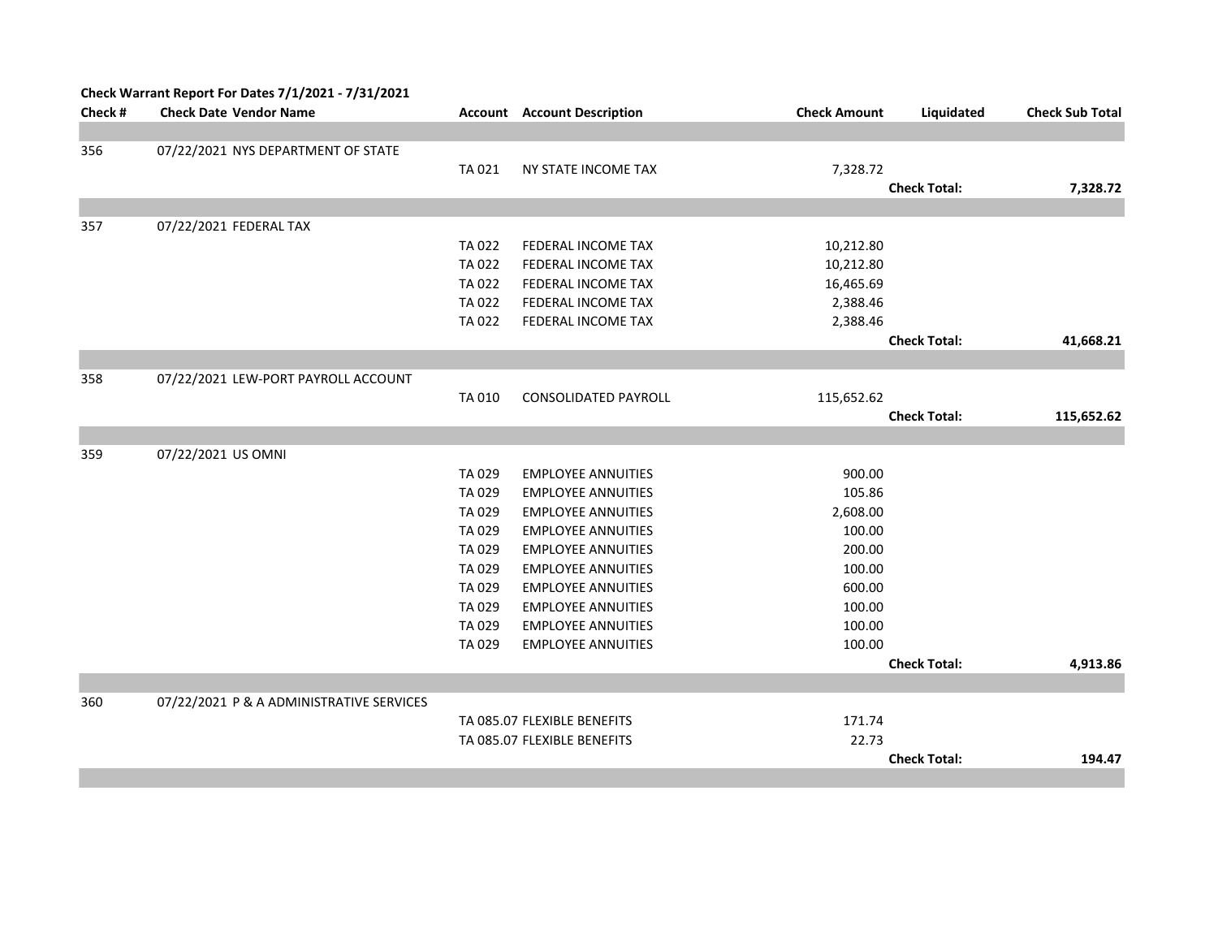**Check Warrant Report For Dates 7/1/2021 - 7/31/2021**

| Check # | Check Date | Vendor Name | Account | Account Description | Check Amount | Liquidated | Check Sub Total |
|---|---|---|---|---|---|---|---|
| 356 | 07/22/2021 | NYS DEPARTMENT OF STATE | | | | | |
| | | | TA 021 | NY STATE INCOME TAX | 7,328.72 | | |
| | | | | | | **Check Total:** | **7,328.72** |
| 357 | 07/22/2021 | FEDERAL TAX | | | | | |
| | | | TA 022 | FEDERAL INCOME TAX | 10,212.80 | | |
| | | | TA 022 | FEDERAL INCOME TAX | 10,212.80 | | |
| | | | TA 022 | FEDERAL INCOME TAX | 16,465.69 | | |
| | | | TA 022 | FEDERAL INCOME TAX | 2,388.46 | | |
| | | | TA 022 | FEDERAL INCOME TAX | 2,388.46 | | |
| | | | | | | **Check Total:** | **41,668.21** |
| 358 | 07/22/2021 | LEW-PORT PAYROLL ACCOUNT | | | | | |
| | | | TA 010 | CONSOLIDATED PAYROLL | 115,652.62 | | |
| | | | | | | **Check Total:** | **115,652.62** |
| 359 | 07/22/2021 | US OMNI | | | | | |
| | | | TA 029 | EMPLOYEE ANNUITIES | 900.00 | | |
| | | | TA 029 | EMPLOYEE ANNUITIES | 105.86 | | |
| | | | TA 029 | EMPLOYEE ANNUITIES | 2,608.00 | | |
| | | | TA 029 | EMPLOYEE ANNUITIES | 100.00 | | |
| | | | TA 029 | EMPLOYEE ANNUITIES | 200.00 | | |
| | | | TA 029 | EMPLOYEE ANNUITIES | 100.00 | | |
| | | | TA 029 | EMPLOYEE ANNUITIES | 600.00 | | |
| | | | TA 029 | EMPLOYEE ANNUITIES | 100.00 | | |
| | | | TA 029 | EMPLOYEE ANNUITIES | 100.00 | | |
| | | | TA 029 | EMPLOYEE ANNUITIES | 100.00 | | |
| | | | | | | **Check Total:** | **4,913.86** |
| 360 | 07/22/2021 | P & A ADMINISTRATIVE SERVICES | | | | | |
| | | | TA 085.07 | FLEXIBLE BENEFITS | 171.74 | | |
| | | | TA 085.07 | FLEXIBLE BENEFITS | 22.73 | | |
| | | | | | | **Check Total:** | **194.47** |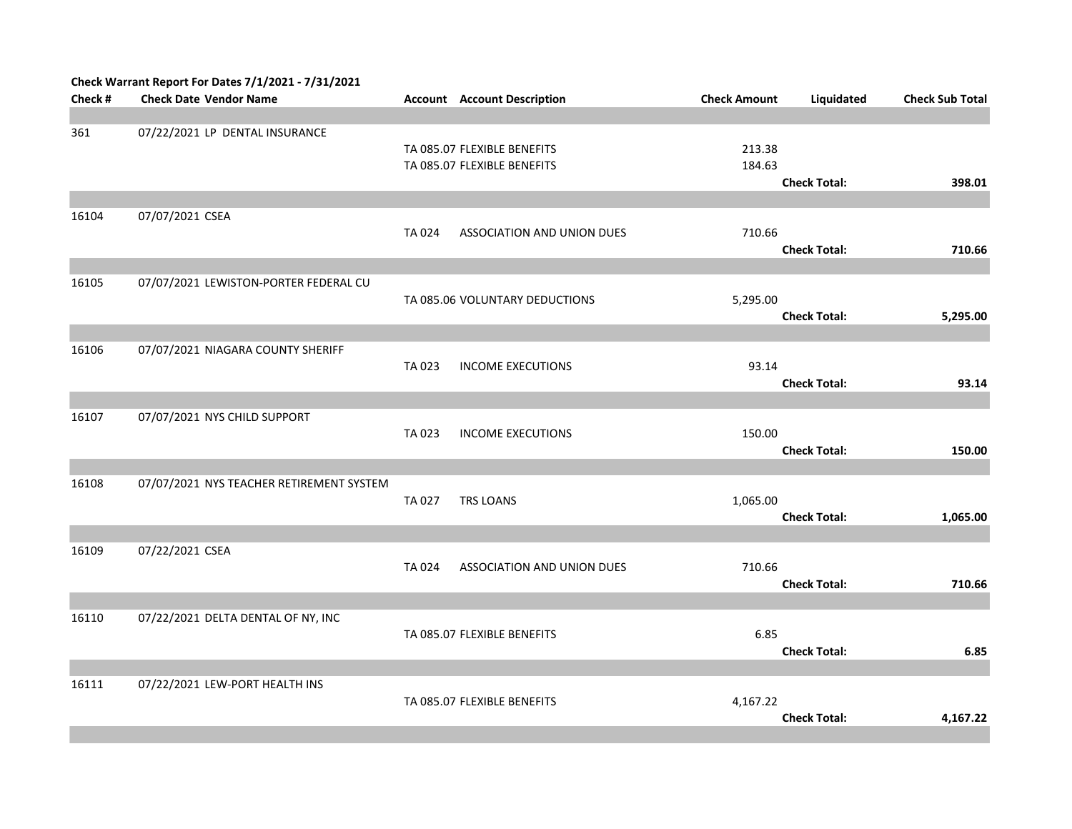**Check Warrant Report For Dates 7/1/2021 - 7/31/2021**

| Check # | Check Date | Vendor Name | Account | Account Description | Check Amount | Liquidated | Check Sub Total |
|---|---|---|---|---|---|---|---|
| 361 | 07/22/2021 | LP DENTAL INSURANCE | | | | | |
| | | | TA 085.07 | FLEXIBLE BENEFITS | 213.38 | | |
| | | | TA 085.07 | FLEXIBLE BENEFITS | 184.63 | | |
| | | | | | | **Check Total:** | **398.01** |
| 16104 | 07/07/2021 | CSEA | | | | | |
| | | | TA 024 | ASSOCIATION AND UNION DUES | 710.66 | | |
| | | | | | | **Check Total:** | **710.66** |
| 16105 | 07/07/2021 | LEWISTON-PORTER FEDERAL CU | | | | | |
| | | | TA 085.06 | VOLUNTARY DEDUCTIONS | 5,295.00 | | |
| | | | | | | **Check Total:** | **5,295.00** |
| 16106 | 07/07/2021 | NIAGARA COUNTY SHERIFF | | | | | |
| | | | TA 023 | INCOME EXECUTIONS | 93.14 | | |
| | | | | | | **Check Total:** | **93.14** |
| 16107 | 07/07/2021 | NYS CHILD SUPPORT | | | | | |
| | | | TA 023 | INCOME EXECUTIONS | 150.00 | | |
| | | | | | | **Check Total:** | **150.00** |
| 16108 | 07/07/2021 | NYS TEACHER RETIREMENT SYSTEM | | | | | |
| | | | TA 027 | TRS LOANS | 1,065.00 | | |
| | | | | | | **Check Total:** | **1,065.00** |
| 16109 | 07/22/2021 | CSEA | | | | | |
| | | | TA 024 | ASSOCIATION AND UNION DUES | 710.66 | | |
| | | | | | | **Check Total:** | **710.66** |
| 16110 | 07/22/2021 | DELTA DENTAL OF NY, INC | | | | | |
| | | | TA 085.07 | FLEXIBLE BENEFITS | 6.85 | | |
| | | | | | | **Check Total:** | **6.85** |
| 16111 | 07/22/2021 | LEW-PORT HEALTH INS | | | | | |
| | | | TA 085.07 | FLEXIBLE BENEFITS | 4,167.22 | | |
| | | | | | | **Check Total:** | **4,167.22** |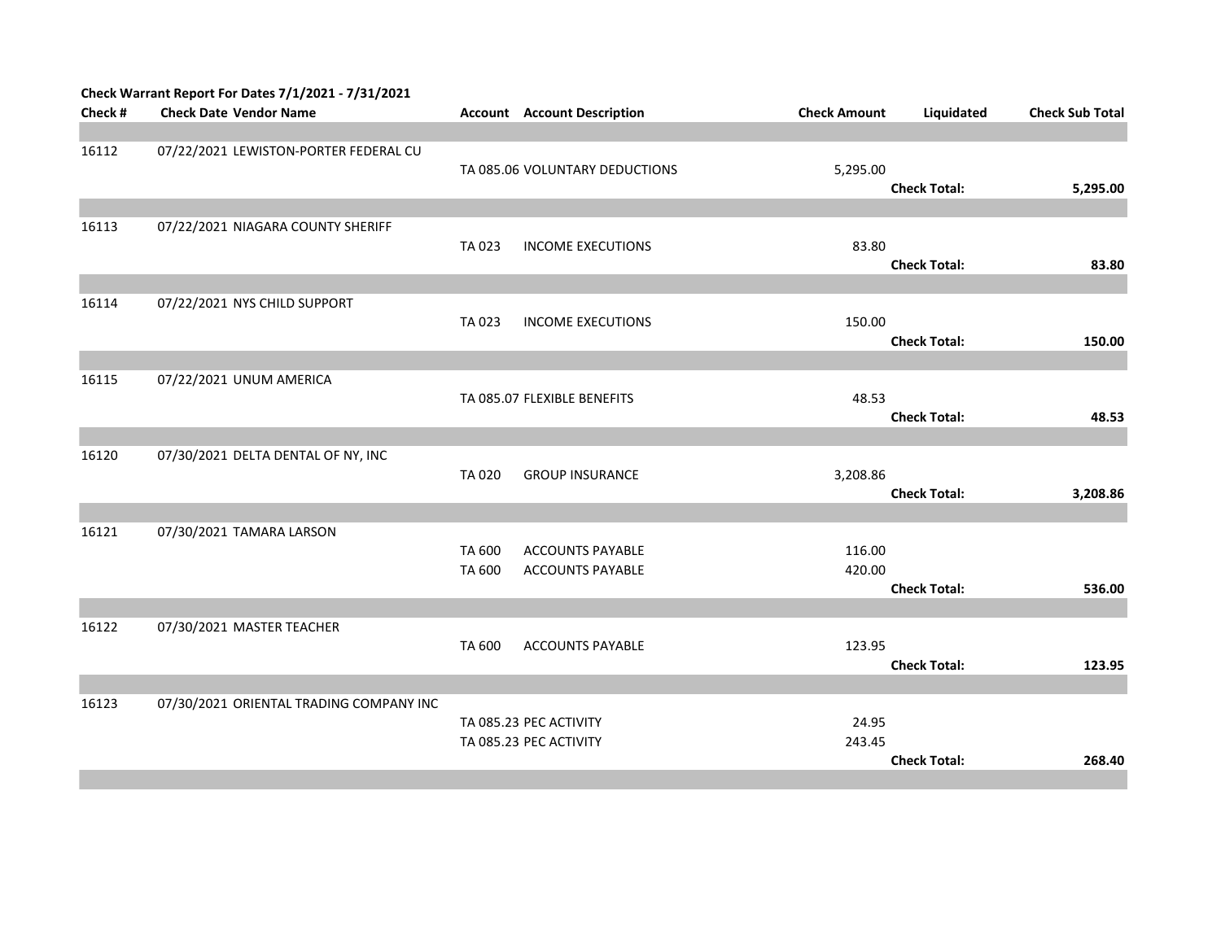**Check Warrant Report For Dates 7/1/2021 - 7/31/2021**

| Check # | Check Date | Vendor Name | Account | Account Description | Check Amount | Liquidated | Check Sub Total |
|---|---|---|---|---|---|---|---|
| 16112 | 07/22/2021 | LEWISTON-PORTER FEDERAL CU | | | | | |
| | | | TA 085.06 | VOLUNTARY DEDUCTIONS | 5,295.00 | | |
| | | | | | | **Check Total:** | **5,295.00** |
| 16113 | 07/22/2021 | NIAGARA COUNTY SHERIFF | | | | | |
| | | | TA 023 | INCOME EXECUTIONS | 83.80 | | |
| | | | | | | **Check Total:** | **83.80** |
| 16114 | 07/22/2021 | NYS CHILD SUPPORT | | | | | |
| | | | TA 023 | INCOME EXECUTIONS | 150.00 | | |
| | | | | | | **Check Total:** | **150.00** |
| 16115 | 07/22/2021 | UNUM AMERICA | | | | | |
| | | | TA 085.07 | FLEXIBLE BENEFITS | 48.53 | | |
| | | | | | | **Check Total:** | **48.53** |
| 16120 | 07/30/2021 | DELTA DENTAL OF NY, INC | | | | | |
| | | | TA 020 | GROUP INSURANCE | 3,208.86 | | |
| | | | | | | **Check Total:** | **3,208.86** |
| 16121 | 07/30/2021 | TAMARA LARSON | | | | | |
| | | | TA 600 | ACCOUNTS PAYABLE | 116.00 | | |
| | | | TA 600 | ACCOUNTS PAYABLE | 420.00 | | |
| | | | | | | **Check Total:** | **536.00** |
| 16122 | 07/30/2021 | MASTER TEACHER | | | | | |
| | | | TA 600 | ACCOUNTS PAYABLE | 123.95 | | |
| | | | | | | **Check Total:** | **123.95** |
| 16123 | 07/30/2021 | ORIENTAL TRADING COMPANY INC | | | | | |
| | | | TA 085.23 | PEC ACTIVITY | 24.95 | | |
| | | | TA 085.23 | PEC ACTIVITY | 243.45 | | |
| | | | | | | **Check Total:** | **268.40** |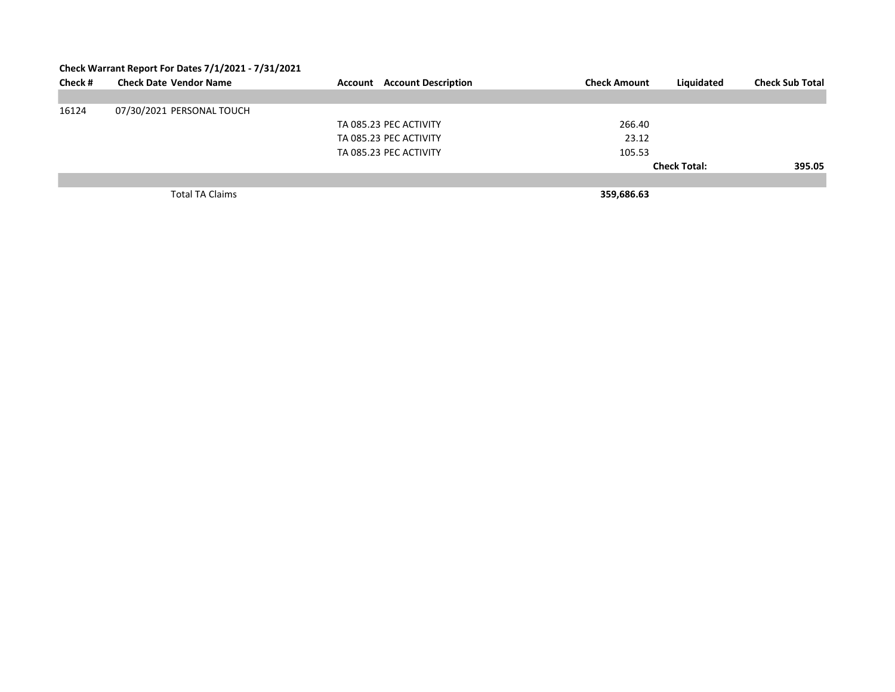**Check Warrant Report For Dates 7/1/2021 - 7/31/2021**

| Check # | Check Date | Vendor Name | Account | Account Description | Check Amount | Liquidated | Check Sub Total |
|---|---|---|---|---|---|---|---|
| 16124 | 07/30/2021 | PERSONAL TOUCH | | | | | |
| | | | TA 085.23 | PEC ACTIVITY | 266.40 | | |
| | | | TA 085.23 | PEC ACTIVITY | 23.12 | | |
| | | | TA 085.23 | PEC ACTIVITY | 105.53 | | |
| | | | | | | **Check Total:** | **395.05** |
| | | Total TA Claims | | | **359,686.63** | | |